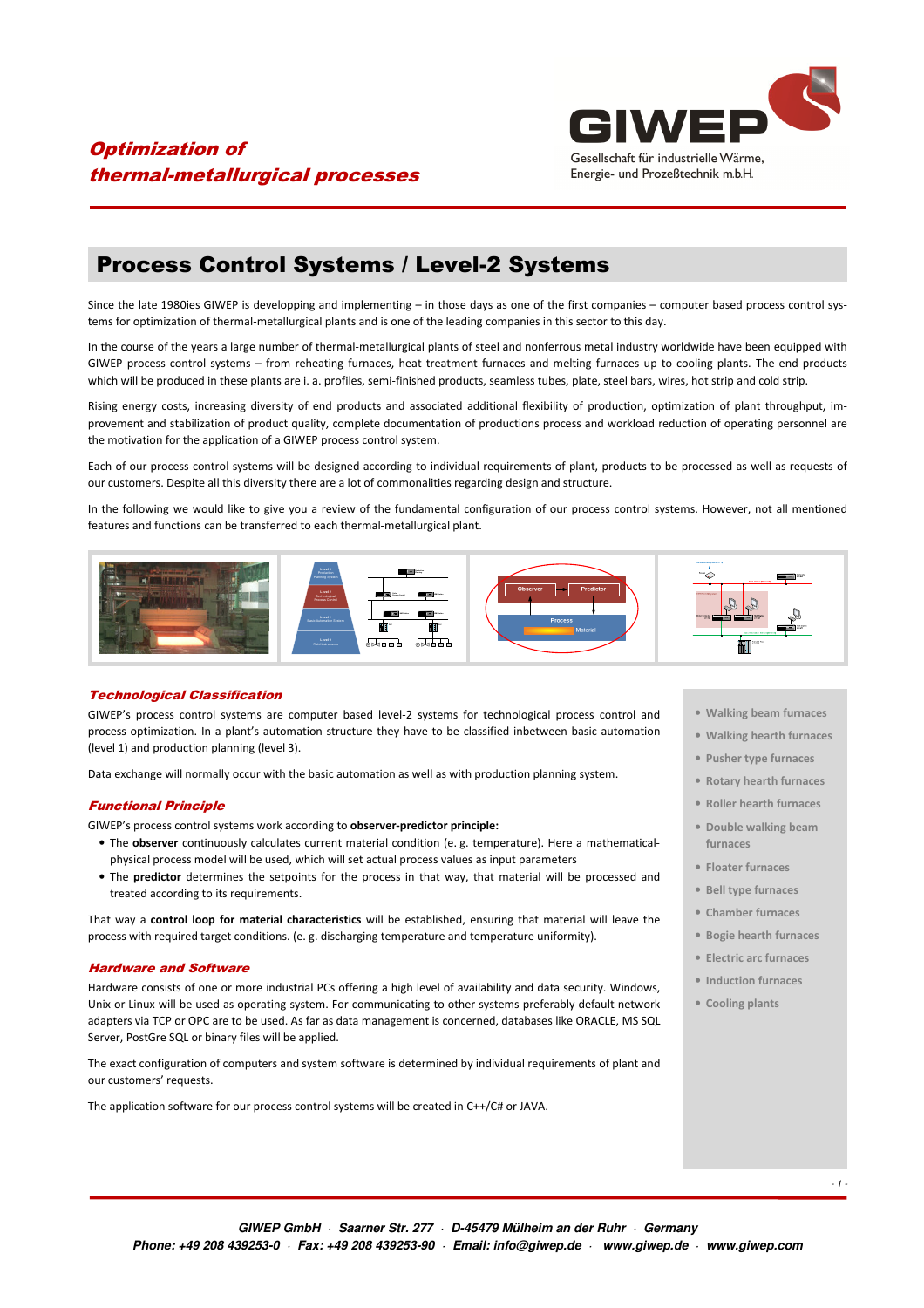# Optimization of thermal-metallurgical processes

GIWEP

Gesellschaft für industrielle Wärme, Energie- und Prozeßtechnik m.b.H.

## Process Control Systems / Level-2 Systems

Since the late 1980ies GIWEP is developping and implementing – in those days as one of the first companies – computer based process control systems for optimization of thermal-metallurgical plants and is one of the leading companies in this sector to this day.

In the course of the years a large number of thermal-metallurgical plants of steel and nonferrous metal industry worldwide have been equipped with GIWEP process control systems – from reheating furnaces, heat treatment furnaces and melting furnaces up to cooling plants. The end products which will be produced in these plants are i. a. profiles, semi-finished products, seamless tubes, plate, steel bars, wires, hot strip and cold strip.

Rising energy costs, increasing diversity of end products and associated additional flexibility of production, optimization of plant throughput, improvement and stabilization of product quality, complete documentation of productions process and workload reduction of operating personnel are the motivation for the application of a GIWEP process control system.

Each of our process control systems will be designed according to individual requirements of plant, products to be processed as well as requests of our customers. Despite all this diversity there are a lot of commonalities regarding design and structure.

In the following we would like to give you a review of the fundamental configuration of our process control systems. However, not all mentioned features and functions can be transferred to each thermal-metallurgical plant.

### Technological Classification

GIWEP's process control systems are computer based level-2 systems for technological process control and process optimization. In a plant's automation structure they have to be classified inbetween basic automation (level 1) and production planning (level 3).

Data exchange will normally occur with the basic automation as well as with production planning system.

### Functional Principle

GIWEP's process control systems work according to **observer-predictor principle:**

- The **observer** continuously calculates current material condition (e. g. temperature). Here a mathematical-physical process model will be used, which will set actual process values as input parameters
- The **predictor** determines the setpoints for the process in that way, that material will be processed and treated according to its requirements.

That way a **control loop for material characteristics** will be established, ensuring that material will leave the process with required target conditions. (e. g. discharging temperature and temperature uniformity).

### Hardware and Software

Hardware consists of one or more industrial PCs offering a high level of availability and data security. Windows, Unix or Linux will be used as operating system. For communicating to other systems preferably default network adapters via TCP or OPC are to be used. As far as data management is concerned, databases like ORACLE, MS SQL Server, PostGre SQL or binary files will be applied.

The exact configuration of computers and system software is determined by individual requirements of plant and our customers' requests.

The application software for our process control systems will be created in C++/C# or JAVA.

- Walking beam furnaces
- Walking hearth furnaces
- Pusher type furnaces
- Rotary hearth furnaces
- Roller hearth furnaces
- Double walking beam furnaces
- Floater furnaces
- Bell type furnaces
- Chamber furnaces
- Bogie hearth furnaces
- Electric arc furnaces
- Induction furnaces
- Cooling plants

GIWEP GmbH · Saarner Str. 277 · D-45479 Mülheim an der Ruhr · Germany
Phone: +49 208 439253-0 · Fax: +49 208 439253-90 · Email: info@giwep.de · www.giwep.de · www.giwep.com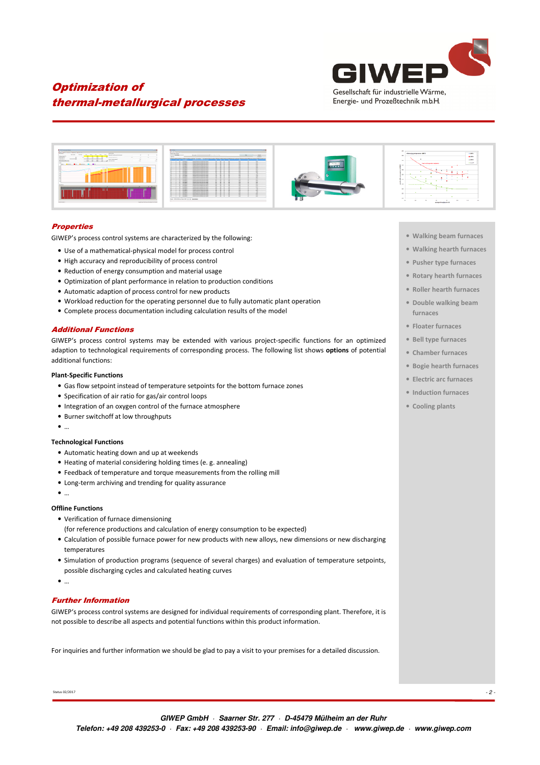# Optimization of thermal-metallurgical processes

GIWEP

Gesellschaft für industrielle Wärme, Energie- und Prozeßtechnik m.b.H.

## Properties

GIWEP's process control systems are characterized by the following:

- Use of a mathematical-physical model for process control
- High accuracy and reproducibility of process control
- Reduction of energy consumption and material usage
- Optimization of plant performance in relation to production conditions
- Automatic adaption of process control for new products
- Workload reduction for the operating personnel due to fully automatic plant operation
- Complete process documentation including calculation results of the model

## Additional Functions

GIWEP's process control systems may be extended with various project-specific functions for an optimized adaption to technological requirements of corresponding process. The following list shows **options** of potential additional functions:

### Plant-Specific Functions

- Gas flow setpoint instead of temperature setpoints for the bottom furnace zones
- Specification of air ratio for gas/air control loops
- Integration of an oxygen control of the furnace atmosphere
- Burner switchoff at low throughputs
- ...

### Technological Functions

- Automatic heating down and up at weekends
- Heating of material considering holding times (e. g. annealing)
- Feedback of temperature and torque measurements from the rolling mill
- Long-term archiving and trending for quality assurance
- ...

### Offline Functions

- Verification of furnace dimensioning (for reference productions and calculation of energy consumption to be expected)
- Calculation of possible furnace power for new products with new alloys, new dimensions or new discharging temperatures
- Simulation of production programs (sequence of several charges) and evaluation of temperature setpoints, possible discharging cycles and calculated heating curves
- ...

## Further Information

GIWEP's process control systems are designed for individual requirements of corresponding plant. Therefore, it is not possible to describe all aspects and potential functions within this product information.

For inquiries and further information we should be glad to pay a visit to your premises for a detailed discussion.

- Walking beam furnaces
- Walking hearth furnaces
- Pusher type furnaces
- Rotary hearth furnaces
- Roller hearth furnaces
- Double walking beam furnaces
- Floater furnaces
- Bell type furnaces
- Chamber furnaces
- Bogie hearth furnaces
- Electric arc furnaces
- Induction furnaces
- Cooling plants

Status 02/2017

GIWEP GmbH · Saarner Str. 277 · D-45479 Mülheim an der Ruhr

Telefon: +49 208 439253-0 · Fax: +49 208 439253-90 · Email: info@giwep.de · www.giwep.de · www.giwep.com